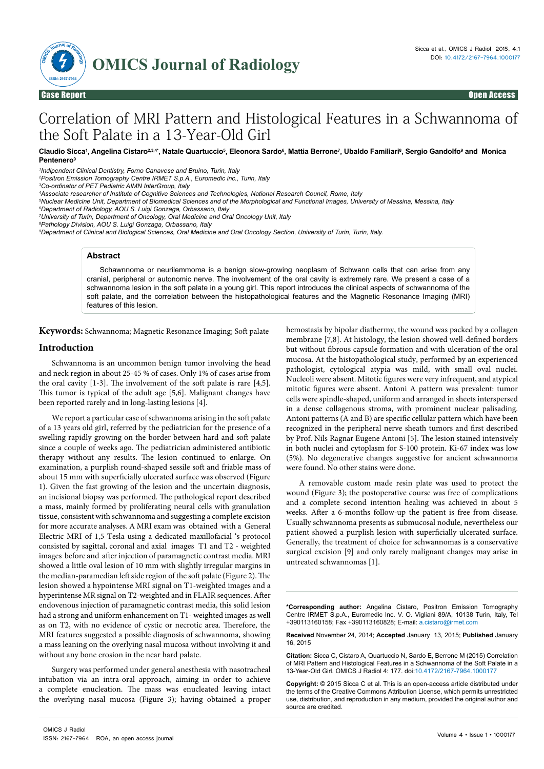Case Report | Open Access

# Correlation of MRI Pattern and Histological Features in a Schwannoma of the Soft Palate in a 13-Year-Old Girl

**Claudio Sicca[1], Angelina Cistaro[2,3,4*], Natale Quartuccio[5], Eleonora Sardo[6], Mattia Berrone[7], Ubaldo Familiari[8], Sergio Gandolfo[9] and Monica Pentenero[9]**

[1]*Indipendent Clinical Dentistry, Forno Canavese and Bruino, Turin, Italy*
[2]*Positron Emission Tomography Centre IRMET S.p.A., Euromedic inc., Turin, Italy*
[3]*Co-ordinator of PET Pediatric AIMN InterGroup, Italy*
[4]*Associate researcher of Institute of Cognitive Sciences and Technologies, National Research Council, Rome, Italy*
[5]*Nuclear Medicine Unit, Department of Biomedical Sciences and of the Morphological and Functional Images, University of Messina, Messina, Italy*
[6]*Department of Radiology, AOU S. Luigi Gonzaga, Orbassano, Italy*
[7]*University of Turin, Department of Oncology, Oral Medicine and Oral Oncology Unit, Italy*
[8]*Pathology Division, AOU S. Luigi Gonzaga, Orbassano, Italy*
[9]*Department of Clinical and Biological Sciences, Oral Medicine and Oral Oncology Section, University of Turin, Turin, Italy.*

## Abstract

Schawnnoma or neurilemmoma is a benign slow-growing neoplasm of Schwann cells that can arise from any cranial, peripheral or autonomic nerve. The involvement of the oral cavity is extremely rare. We present a case of a schwannoma lesion in the soft palate in a young girl. This report introduces the clinical aspects of schwannoma of the soft palate, and the correlation between the histopathological features and the Magnetic Resonance Imaging (MRI) features of this lesion.

**Keywords:** Schwannoma; Magnetic Resonance Imaging; Soft palate

## Introduction

Schwannoma is an uncommon benign tumor involving the head and neck region in about 25-45 % of cases. Only 1% of cases arise from the oral cavity [1-3]. The involvement of the soft palate is rare [4,5]. This tumor is typical of the adult age [5,6]. Malignant changes have been reported rarely and in long-lasting lesions [4].

We report a particular case of schwannoma arising in the soft palate of a 13 years old girl, referred by the pediatrician for the presence of a swelling rapidly growing on the border between hard and soft palate since a couple of weeks ago. The pediatrician administered antibiotic therapy without any results. The lesion continued to enlarge. On examination, a purplish round-shaped sessile soft and friable mass of about 15 mm with superficially ulcerated surface was observed (Figure 1). Given the fast growing of the lesion and the uncertain diagnosis, an incisional biopsy was performed. The pathological report described a mass, mainly formed by proliferating neural cells with granulation tissue, consistent with schwannoma and suggesting a complete excision for more accurate analyses. A MRI exam was obtained with a General Electric MRI of 1,5 Tesla using a dedicated maxillofacial 's protocol consisted by sagittal, coronal and axial images T1 and T2 - weighted images before and after injection of paramagnetic contrast media. MRI showed a little oval lesion of 10 mm with slightly irregular margins in the median-paramedian left side region of the soft palate (Figure 2). The lesion showed a hypointense MRI signal on T1-weighted images and a hyperintense MR signal on T2-weighted and in FLAIR sequences. After endovenous injection of paramagnetic contrast media, this solid lesion had a strong and uniform enhancement on T1- weighted images as well as on T2, with no evidence of cystic or necrotic area. Therefore, the MRI features suggested a possible diagnosis of schwannoma, showing a mass leaning on the overlying nasal mucosa without involving it and without any bone erosion in the near hard palate.

Surgery was performed under general anesthesia with nasotracheal intubation via an intra-oral approach, aiming in order to achieve a complete enucleation. The mass was enucleated leaving intact the overlying nasal mucosa (Figure 3); having obtained a proper hemostasis by bipolar diathermy, the wound was packed by a collagen membrane [7,8]. At histology, the lesion showed well-defined borders but without fibrous capsule formation and with ulceration of the oral mucosa. At the histopathological study, performed by an experienced pathologist, cytological atypia was mild, with small oval nuclei. Nucleoli were absent. Mitotic figures were very infrequent, and atypical mitotic figures were absent. Antoni A pattern was prevalent: tumor cells were spindle-shaped, uniform and arranged in sheets interspersed in a dense collagenous stroma, with prominent nuclear palisading. Antoni patterns (A and B) are specific cellular pattern which have been recognized in the peripheral nerve sheath tumors and first described by Prof. Nils Ragnar Eugene Antoni [5]. The lesion stained intensively in both nuclei and cytoplasm for S-100 protein. Ki-67 index was low (5%). No degenerative changes suggestive for ancient schwannoma were found. No other stains were done.

A removable custom made resin plate was used to protect the wound (Figure 3); the postoperative course was free of complications and a complete second intention healing was achieved in about 5 weeks. After a 6-months follow-up the patient is free from disease. Usually schwannoma presents as submucosal nodule, nevertheless our patient showed a purplish lesion with superficially ulcerated surface. Generally, the treatment of choice for schwannomas is a conservative surgical excision [9] and only rarely malignant changes may arise in untreated schwannomas [1].

**\*Corresponding author:** Angelina Cistaro, Positron Emission Tomography Centre IRMET S.p.A., Euromedic Inc. V. O. Vigliani 89/A, 10138 Turin, Italy, Tel +390113160158; Fax +390113160828; E-mail: a.cistaro@irmet.com

**Received** November 24, 2014; **Accepted** January 13, 2015; **Published** January 16, 2015

**Citation:** Sicca C, Cistaro A, Quartuccio N, Sardo E, Berrone M (2015) Correlation of MRI Pattern and Histological Features in a Schwannoma of the Soft Palate in a 13-Year-Old Girl. OMICS J Radiol 4: 177. doi:10.4172/2167-7964.1000177

**Copyright:** © 2015 Sicca C et al. This is an open-access article distributed under the terms of the Creative Commons Attribution License, which permits unrestricted use, distribution, and reproduction in any medium, provided the original author and source are credited.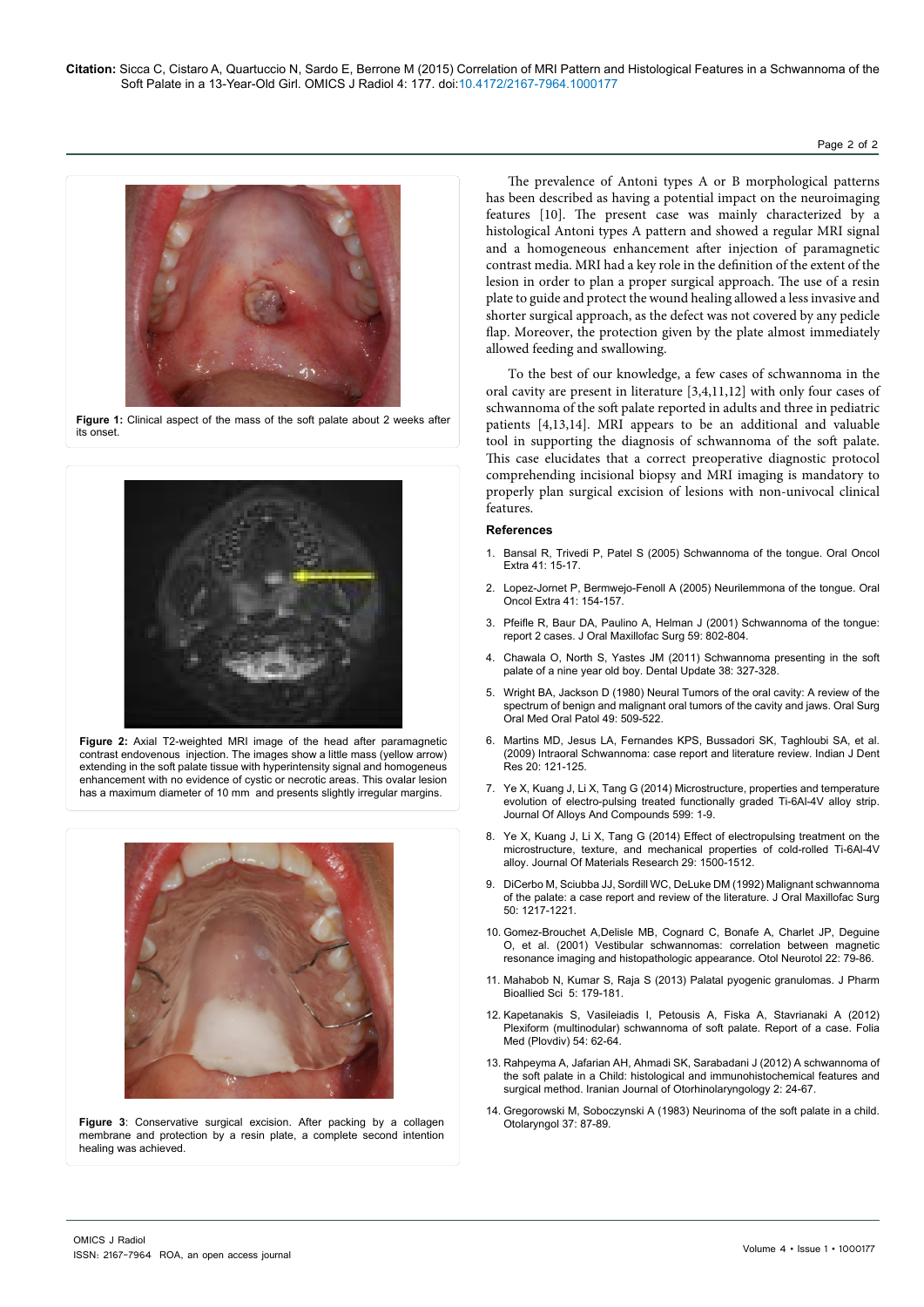Figure 1: Clinical aspect of the mass of the soft palate about 2 weeks after its onset.

Figure 2: Axial T2-weighted MRI image of the head after paramagnetic contrast endovenous injection. The images show a little mass (yellow arrow) extending in the soft palate tissue with hyperintensity signal and homogeneus enhancement with no evidence of cystic or necrotic areas. This ovalar lesion has a maximum diameter of 10 mm and presents slightly irregular margins.

Figure 3: Conservative surgical excision. After packing by a collagen membrane and protection by a resin plate, a complete second intention healing was achieved.

The prevalence of Antoni types A or B morphological patterns has been described as having a potential impact on the neuroimaging features [10]. The present case was mainly characterized by a histological Antoni types A pattern and showed a regular MRI signal and a homogeneous enhancement after injection of paramagnetic contrast media. MRI had a key role in the definition of the extent of the lesion in order to plan a proper surgical approach. The use of a resin plate to guide and protect the wound healing allowed a less invasive and shorter surgical approach, as the defect was not covered by any pedicle flap. Moreover, the protection given by the plate almost immediately allowed feeding and swallowing.

To the best of our knowledge, a few cases of schwannoma in the oral cavity are present in literature [3,4,11,12] with only four cases of schwannoma of the soft palate reported in adults and three in pediatric patients [4,13,14]. MRI appears to be an additional and valuable tool in supporting the diagnosis of schwannoma of the soft palate. This case elucidates that a correct preoperative diagnostic protocol comprehending incisional biopsy and MRI imaging is mandatory to properly plan surgical excision of lesions with non-univocal clinical features.

## References

1. Bansal R, Trivedi P, Patel S (2005) Schwannoma of the tongue. Oral Oncol Extra 41: 15-17.
2. Lopez-Jornet P, Bermwejo-Fenoll A (2005) Neurilemmoma of the tongue. Oral Oncol Extra 41: 154-157.
3. Pfeifle R, Baur DA, Paulino A, Helman J (2001) Schwannoma of the tongue: report 2 cases. J Oral Maxillofac Surg 59: 802-804.
4. Chawala O, North S, Yastes JM (2011) Schwannoma presenting in the soft palate of a nine year old boy. Dental Update 38: 327-328.
5. Wright BA, Jackson D (1980) Neural Tumors of the oral cavity: A review of the spectrum of benign and malignant oral tumors of the cavity and jaws. Oral Surg Oral Med Oral Patol 49: 509-522.
6. Martins MD, Jesus LA, Fernandes KPS, Bussadori SK, Taghloubi SA, et al. (2009) Intraoral Schwannoma: case report and literature review. Indian J Dent Res 20: 121-125.
7. Ye X, Kuang J, Li X, Tang G (2014) Microstructure, properties and temperature evolution of electro-pulsing treated functionally graded Ti-6Al-4V alloy strip. Journal Of Alloys And Compounds 599: 1-9.
8. Ye X, Kuang J, Li X, Tang G (2014) Effect of electropulsing treatment on the microstructure, texture, and mechanical properties of cold-rolled Ti-6Al-4V alloy. Journal Of Materials Research 29: 1500-1512.
9. DiCerbo M, Sciubba JJ, Sordill WC, DeLuke DM (1992) Malignant schwannoma of the palate: a case report and review of the literature. J Oral Maxillofac Surg 50: 1217-1221.
10. Gomez-Brouchet A,Delisle MB, Cognard C, Bonafe A, Charlet JP, Deguine O, et al. (2001) Vestibular schwannomas: correlation between magnetic resonance imaging and histopathologic appearance. Otol Neurotol 22: 79-86.
11. Mahabob N, Kumar S, Raja S (2013) Palatal pyogenic granulomas. J Pharm Bioallied Sci 5: 179-181.
12. Kapetanakis S, Vasileiadis I, Petousis A, Fiska A, Stavrianaki A (2012) Plexiform (multinodular) schwannoma of soft palate. Report of a case. Folia Med (Plovdiv) 54: 62-64.
13. Rahpeyma A, Jafarian AH, Ahmadi SK, Sarabadani J (2012) A schwannoma of the soft palate in a Child: histological and immunohistochemical features and surgical method. Iranian Journal of Otorhinolaryngology 2: 24-67.
14. Gregorowski M, Soboczynski A (1983) Neurinoma of the soft palate in a child. Otolaryngol 37: 87-89.